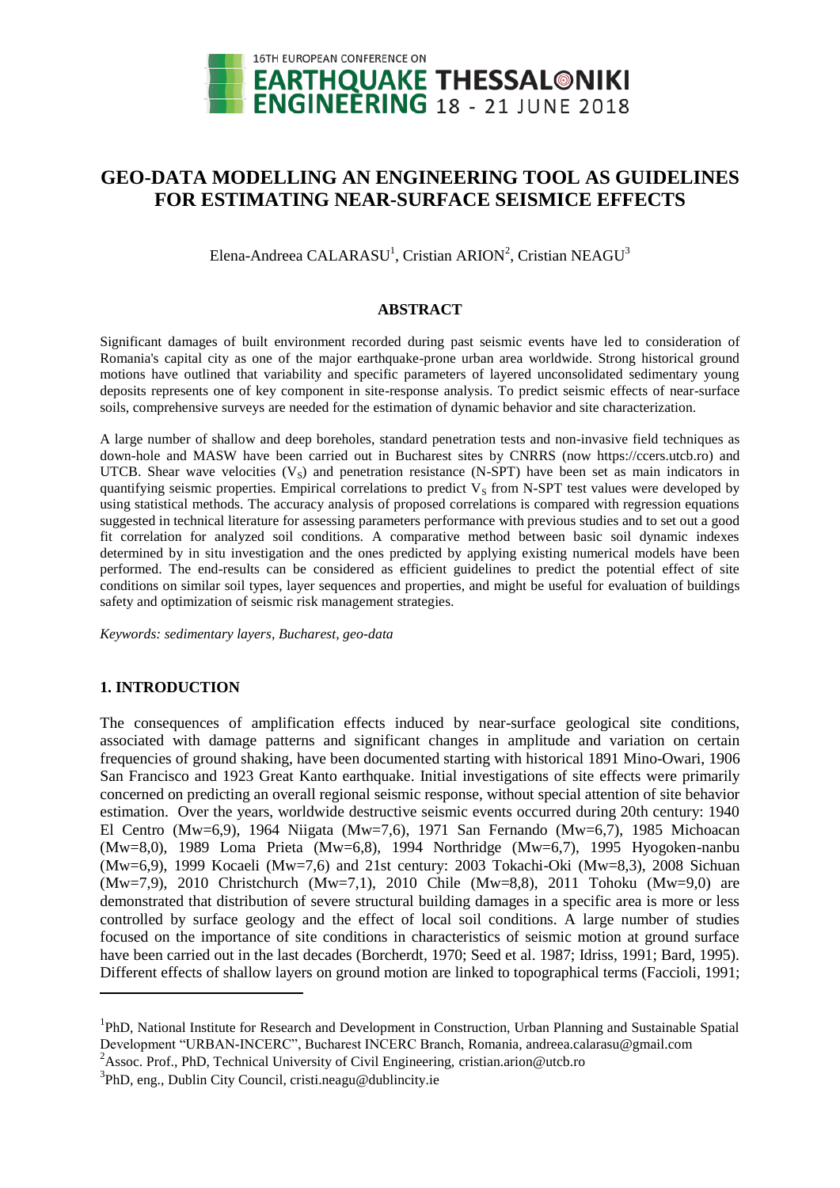# GEO-DATA MODELLING AN ENGINEERING TOOL AS GUIDELINES FOR ESTIMATING NEAR-SURFACE SEISMICE EFFECTS

Elena-Andreea CALARASU[1], Cristian ARION[2], Cristian NEAGU[3]

## ABSTRACT

Significant damages of built environment recorded during past seismic events have led to consideration of Romania's capital city as one of the major earthquake-prone urban area worldwide. Strong historical ground motions have outlined that variability and specific parameters of layered unconsolidated sedimentary young deposits represents one of key component in site-response analysis. To predict seismic effects of near-surface soils, comprehensive surveys are needed for the estimation of dynamic behavior and site characterization.

A large number of shallow and deep boreholes, standard penetration tests and non-invasive field techniques as down-hole and MASW have been carried out in Bucharest sites by CNRRS (now https://ccers.utcb.ro) and UTCB. Shear wave velocities ($V_S$) and penetration resistance (N-SPT) have been set as main indicators in quantifying seismic properties. Empirical correlations to predict $V_S$ from N-SPT test values were developed by using statistical methods. The accuracy analysis of proposed correlations is compared with regression equations suggested in technical literature for assessing parameters performance with previous studies and to set out a good fit correlation for analyzed soil conditions. A comparative method between basic soil dynamic indexes determined by in situ investigation and the ones predicted by applying existing numerical models have been performed. The end-results can be considered as efficient guidelines to predict the potential effect of site conditions on similar soil types, layer sequences and properties, and might be useful for evaluation of buildings safety and optimization of seismic risk management strategies.

*Keywords: sedimentary layers, Bucharest, geo-data*

## 1. INTRODUCTION

The consequences of amplification effects induced by near-surface geological site conditions, associated with damage patterns and significant changes in amplitude and variation on certain frequencies of ground shaking, have been documented starting with historical 1891 Mino-Owari, 1906 San Francisco and 1923 Great Kanto earthquake. Initial investigations of site effects were primarily concerned on predicting an overall regional seismic response, without special attention of site behavior estimation. Over the years, worldwide destructive seismic events occurred during 20th century: 1940 El Centro (Mw=6,9), 1964 Niigata (Mw=7,6), 1971 San Fernando (Mw=6,7), 1985 Michoacan (Mw=8,0), 1989 Loma Prieta (Mw=6,8), 1994 Northridge (Mw=6,7), 1995 Hyogoken-nanbu (Mw=6,9), 1999 Kocaeli (Mw=7,6) and 21st century: 2003 Tokachi-Oki (Mw=8,3), 2008 Sichuan (Mw=7,9), 2010 Christchurch (Mw=7,1), 2010 Chile (Mw=8,8), 2011 Tohoku (Mw=9,0) are demonstrated that distribution of severe structural building damages in a specific area is more or less controlled by surface geology and the effect of local soil conditions. A large number of studies focused on the importance of site conditions in characteristics of seismic motion at ground surface have been carried out in the last decades (Borcherdt, 1970; Seed et al. 1987; Idriss, 1991; Bard, 1995). Different effects of shallow layers on ground motion are linked to topographical terms (Faccioli, 1991;

---

[1]PhD, National Institute for Research and Development in Construction, Urban Planning and Sustainable Spatial Development "URBAN-INCERC", Bucharest INCERC Branch, Romania, andreea.calarasu@gmail.com

[2]Assoc. Prof., PhD, Technical University of Civil Engineering, cristian.arion@utcb.ro

[3]PhD, eng., Dublin City Council, cristi.neagu@dublincity.ie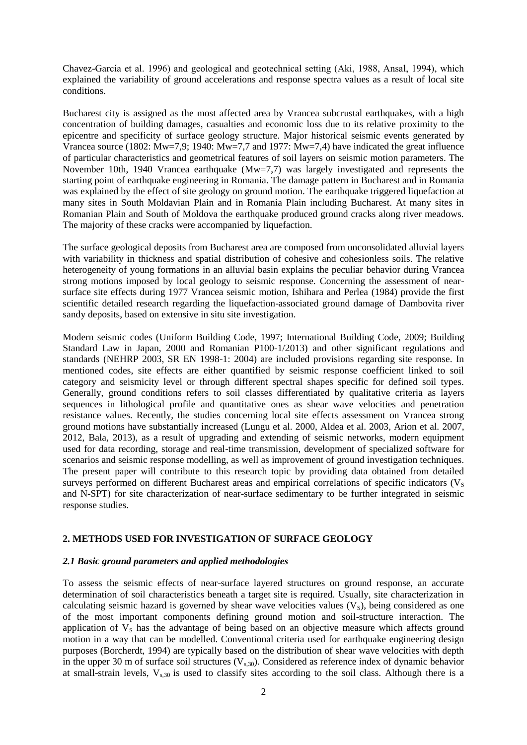Chavez-García et al. 1996) and geological and geotechnical setting (Aki, 1988, Ansal, 1994), which explained the variability of ground accelerations and response spectra values as a result of local site conditions.

Bucharest city is assigned as the most affected area by Vrancea subcrustal earthquakes, with a high concentration of building damages, casualties and economic loss due to its relative proximity to the epicentre and specificity of surface geology structure. Major historical seismic events generated by Vrancea source (1802: Mw=7,9; 1940: Mw=7,7 and 1977: Mw=7,4) have indicated the great influence of particular characteristics and geometrical features of soil layers on seismic motion parameters. The November 10th, 1940 Vrancea earthquake (Mw=7,7) was largely investigated and represents the starting point of earthquake engineering in Romania. The damage pattern in Bucharest and in Romania was explained by the effect of site geology on ground motion. The earthquake triggered liquefaction at many sites in South Moldavian Plain and in Romania Plain including Bucharest. At many sites in Romanian Plain and South of Moldova the earthquake produced ground cracks along river meadows. The majority of these cracks were accompanied by liquefaction.

The surface geological deposits from Bucharest area are composed from unconsolidated alluvial layers with variability in thickness and spatial distribution of cohesive and cohesionless soils. The relative heterogeneity of young formations in an alluvial basin explains the peculiar behavior during Vrancea strong motions imposed by local geology to seismic response. Concerning the assessment of near-surface site effects during 1977 Vrancea seismic motion, Ishihara and Perlea (1984) provide the first scientific detailed research regarding the liquefaction-associated ground damage of Dambovita river sandy deposits, based on extensive in situ site investigation.

Modern seismic codes (Uniform Building Code, 1997; International Building Code, 2009; Building Standard Law in Japan, 2000 and Romanian P100-1/2013) and other significant regulations and standards (NEHRP 2003, SR EN 1998-1: 2004) are included provisions regarding site response. In mentioned codes, site effects are either quantified by seismic response coefficient linked to soil category and seismicity level or through different spectral shapes specific for defined soil types. Generally, ground conditions refers to soil classes differentiated by qualitative criteria as layers sequences in lithological profile and quantitative ones as shear wave velocities and penetration resistance values. Recently, the studies concerning local site effects assessment on Vrancea strong ground motions have substantially increased (Lungu et al. 2000, Aldea et al. 2003, Arion et al. 2007, 2012, Bala, 2013), as a result of upgrading and extending of seismic networks, modern equipment used for data recording, storage and real-time transmission, development of specialized software for scenarios and seismic response modelling, as well as improvement of ground investigation techniques. The present paper will contribute to this research topic by providing data obtained from detailed surveys performed on different Bucharest areas and empirical correlations of specific indicators ($V_S$ and N-SPT) for site characterization of near-surface sedimentary to be further integrated in seismic response studies.

## 2. METHODS USED FOR INVESTIGATION OF SURFACE GEOLOGY

### *2.1 Basic ground parameters and applied methodologies*

To assess the seismic effects of near-surface layered structures on ground response, an accurate determination of soil characteristics beneath a target site is required. Usually, site characterization in calculating seismic hazard is governed by shear wave velocities values ($V_S$), being considered as one of the most important components defining ground motion and soil-structure interaction. The application of $V_S$ has the advantage of being based on an objective measure which affects ground motion in a way that can be modelled. Conventional criteria used for earthquake engineering design purposes (Borcherdt, 1994) are typically based on the distribution of shear wave velocities with depth in the upper 30 m of surface soil structures ($V_{s,30}$). Considered as reference index of dynamic behavior at small-strain levels, $V_{s,30}$ is used to classify sites according to the soil class. Although there is a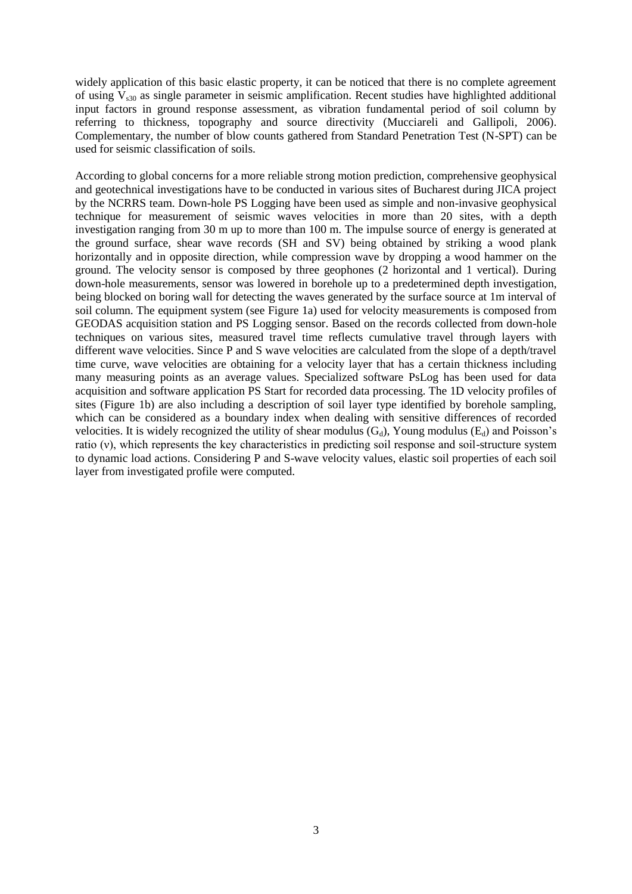widely application of this basic elastic property, it can be noticed that there is no complete agreement of using $V_{s30}$ as single parameter in seismic amplification. Recent studies have highlighted additional input factors in ground response assessment, as vibration fundamental period of soil column by referring to thickness, topography and source directivity (Mucciareli and Gallipoli, 2006). Complementary, the number of blow counts gathered from Standard Penetration Test (N-SPT) can be used for seismic classification of soils.

According to global concerns for a more reliable strong motion prediction, comprehensive geophysical and geotechnical investigations have to be conducted in various sites of Bucharest during JICA project by the NCRRS team. Down-hole PS Logging have been used as simple and non-invasive geophysical technique for measurement of seismic waves velocities in more than 20 sites, with a depth investigation ranging from 30 m up to more than 100 m. The impulse source of energy is generated at the ground surface, shear wave records (SH and SV) being obtained by striking a wood plank horizontally and in opposite direction, while compression wave by dropping a wood hammer on the ground. The velocity sensor is composed by three geophones (2 horizontal and 1 vertical). During down-hole measurements, sensor was lowered in borehole up to a predetermined depth investigation, being blocked on boring wall for detecting the waves generated by the surface source at 1m interval of soil column. The equipment system (see Figure 1a) used for velocity measurements is composed from GEODAS acquisition station and PS Logging sensor. Based on the records collected from down-hole techniques on various sites, measured travel time reflects cumulative travel through layers with different wave velocities. Since P and S wave velocities are calculated from the slope of a depth/travel time curve, wave velocities are obtaining for a velocity layer that has a certain thickness including many measuring points as an average values. Specialized software PsLog has been used for data acquisition and software application PS Start for recorded data processing. The 1D velocity profiles of sites (Figure 1b) are also including a description of soil layer type identified by borehole sampling, which can be considered as a boundary index when dealing with sensitive differences of recorded velocities. It is widely recognized the utility of shear modulus ($G_d$), Young modulus ($E_d$) and Poisson's ratio ($\nu$), which represents the key characteristics in predicting soil response and soil-structure system to dynamic load actions. Considering P and S-wave velocity values, elastic soil properties of each soil layer from investigated profile were computed.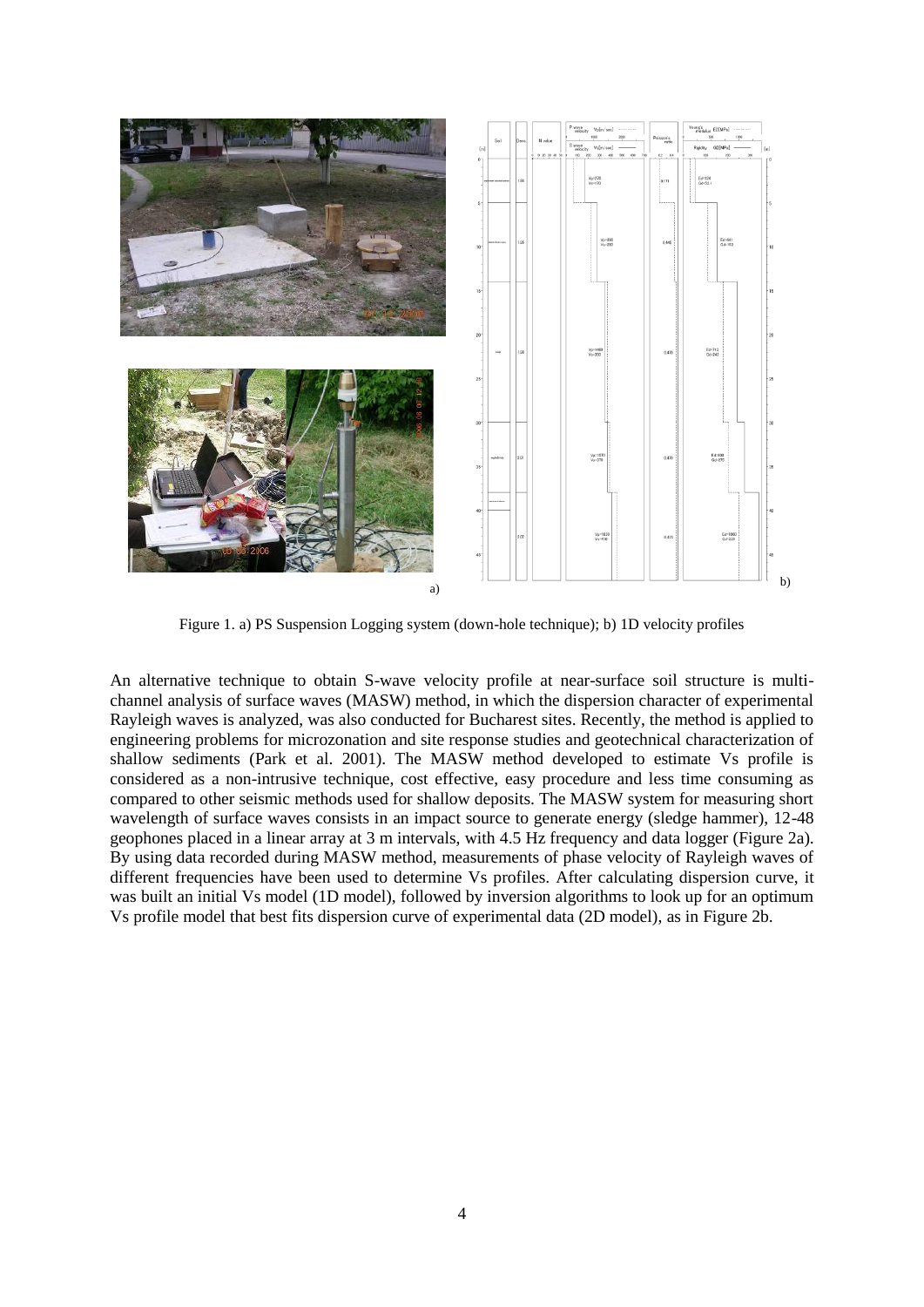Figure 1. a) PS Suspension Logging system (down-hole technique); b) 1D velocity profiles

An alternative technique to obtain S-wave velocity profile at near-surface soil structure is multi-channel analysis of surface waves (MASW) method, in which the dispersion character of experimental Rayleigh waves is analyzed, was also conducted for Bucharest sites. Recently, the method is applied to engineering problems for microzonation and site response studies and geotechnical characterization of shallow sediments (Park et al. 2001). The MASW method developed to estimate Vs profile is considered as a non-intrusive technique, cost effective, easy procedure and less time consuming as compared to other seismic methods used for shallow deposits. The MASW system for measuring short wavelength of surface waves consists in an impact source to generate energy (sledge hammer), 12-48 geophones placed in a linear array at 3 m intervals, with 4.5 Hz frequency and data logger (Figure 2a). By using data recorded during MASW method, measurements of phase velocity of Rayleigh waves of different frequencies have been used to determine Vs profiles. After calculating dispersion curve, it was built an initial Vs model (1D model), followed by inversion algorithms to look up for an optimum Vs profile model that best fits dispersion curve of experimental data (2D model), as in Figure 2b.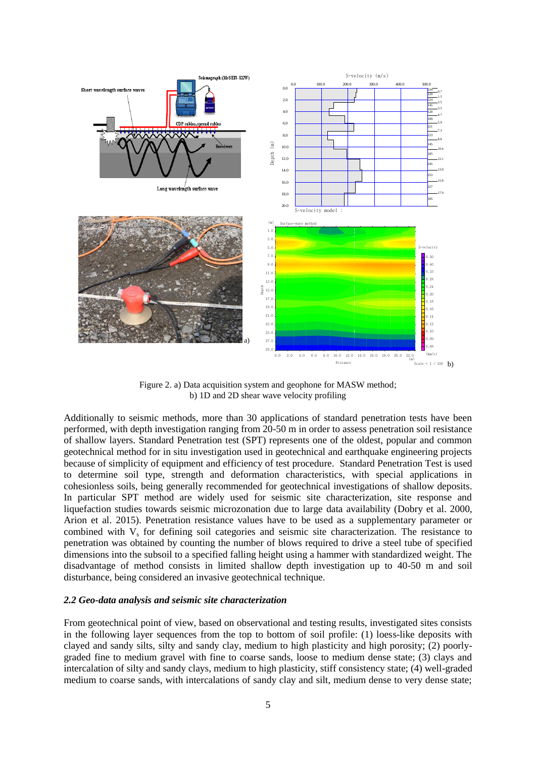Figure 2. a) Data acquisition system and geophone for MASW method;
b) 1D and 2D shear wave velocity profiling

Additionally to seismic methods, more than 30 applications of standard penetration tests have been performed, with depth investigation ranging from 20-50 m in order to assess penetration soil resistance of shallow layers. Standard Penetration test (SPT) represents one of the oldest, popular and common geotechnical method for in situ investigation used in geotechnical and earthquake engineering projects because of simplicity of equipment and efficiency of test procedure. Standard Penetration Test is used to determine soil type, strength and deformation characteristics, with special applications in cohesionless soils, being generally recommended for geotechnical investigations of shallow deposits. In particular SPT method are widely used for seismic site characterization, site response and liquefaction studies towards seismic microzonation due to large data availability (Dobry et al. 2000, Arion et al. 2015). Penetration resistance values have to be used as a supplementary parameter or combined with $V_s$ for defining soil categories and seismic site characterization. The resistance to penetration was obtained by counting the number of blows required to drive a steel tube of specified dimensions into the subsoil to a specified falling height using a hammer with standardized weight. The disadvantage of method consists in limited shallow depth investigation up to 40-50 m and soil disturbance, being considered an invasive geotechnical technique.

### *2.2 Geo-data analysis and seismic site characterization*

From geotechnical point of view, based on observational and testing results, investigated sites consists in the following layer sequences from the top to bottom of soil profile: (1) loess-like deposits with clayed and sandy silts, silty and sandy clay, medium to high plasticity and high porosity; (2) poorly-graded fine to medium gravel with fine to coarse sands, loose to medium dense state; (3) clays and intercalation of silty and sandy clays, medium to high plasticity, stiff consistency state; (4) well-graded medium to coarse sands, with intercalations of sandy clay and silt, medium dense to very dense state;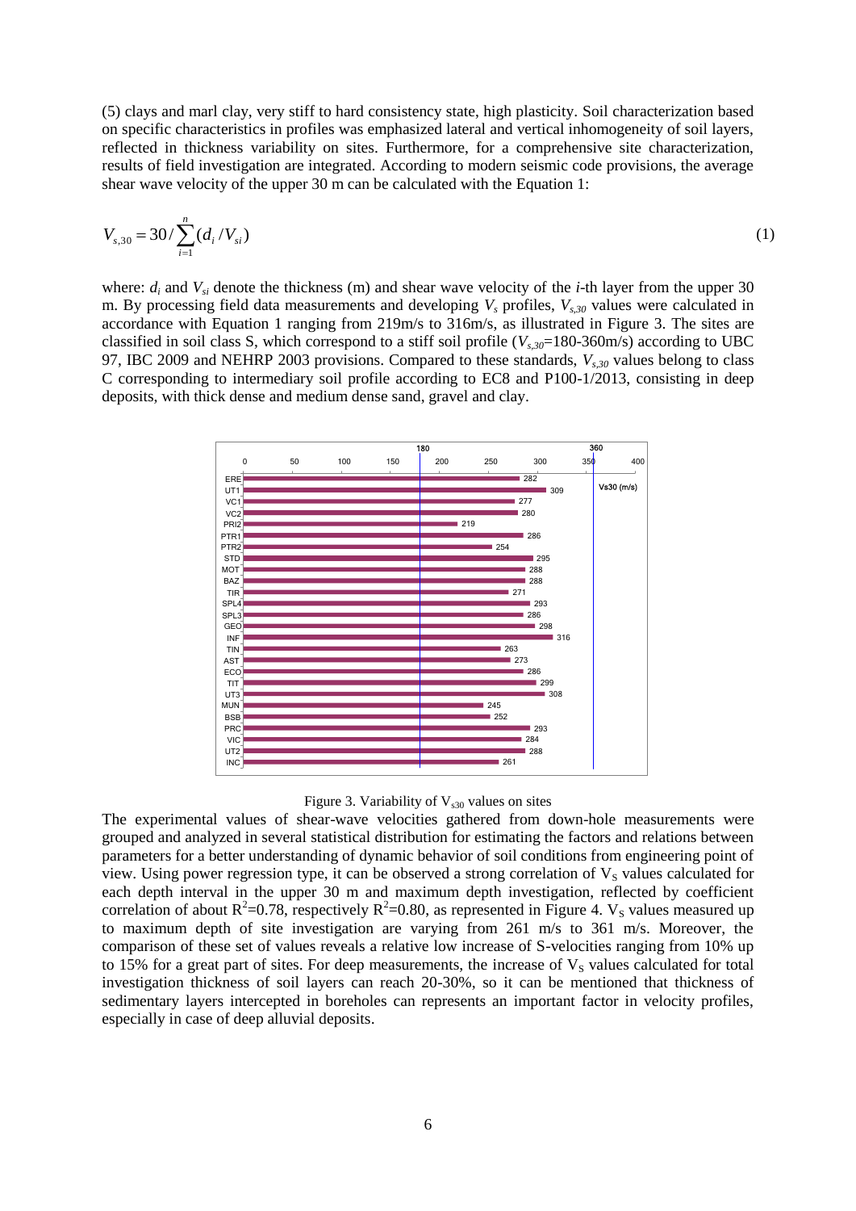(5) clays and marl clay, very stiff to hard consistency state, high plasticity. Soil characterization based on specific characteristics in profiles was emphasized lateral and vertical inhomogeneity of soil layers, reflected in thickness variability on sites. Furthermore, for a comprehensive site characterization, results of field investigation are integrated. According to modern seismic code provisions, the average shear wave velocity of the upper 30 m can be calculated with the Equation 1:

$$V_{s,30} = 30 / \sum_{i=1}^{n} (d_i / V_{si}) \tag{1}$$

where: $d_i$ and $V_{si}$ denote the thickness (m) and shear wave velocity of the *i*-th layer from the upper 30 m. By processing field data measurements and developing $V_s$ profiles, $V_{s,30}$ values were calculated in accordance with Equation 1 ranging from 219m/s to 316m/s, as illustrated in Figure 3. The sites are classified in soil class S, which correspond to a stiff soil profile ($V_{s,30}$=180-360m/s) according to UBC 97, IBC 2009 and NEHRP 2003 provisions. Compared to these standards, $V_{s,30}$ values belong to class C corresponding to intermediary soil profile according to EC8 and P100-1/2013, consisting in deep deposits, with thick dense and medium dense sand, gravel and clay.

| Site | Vs30 (m/s) |
|---|---|
| ERE | 282 |
| UT1 | 309 |
| VC1 | 277 |
| VC2 | 280 |
| PRI2 | 219 |
| PTR1 | 286 |
| PTR2 | 254 |
| STD | 295 |
| MOT | 288 |
| BAZ | 288 |
| TIR | 271 |
| SPL4 | 293 |
| SPL3 | 286 |
| GEO | 298 |
| INF | 316 |
| TIN | 263 |
| AST | 273 |
| ECO | 286 |
| TIT | 299 |
| UT3 | 308 |
| MUN | 245 |
| BSB | 252 |
| PRC | 293 |
| VIC | 284 |
| UT2 | 288 |
| INC | 261 |

Figure 3. Variability of $V_{s30}$ values on sites

The experimental values of shear-wave velocities gathered from down-hole measurements were grouped and analyzed in several statistical distribution for estimating the factors and relations between parameters for a better understanding of dynamic behavior of soil conditions from engineering point of view. Using power regression type, it can be observed a strong correlation of $V_S$ values calculated for each depth interval in the upper 30 m and maximum depth investigation, reflected by coefficient correlation of about $R^2$=0.78, respectively $R^2$=0.80, as represented in Figure 4. $V_S$ values measured up to maximum depth of site investigation are varying from 261 m/s to 361 m/s. Moreover, the comparison of these set of values reveals a relative low increase of S-velocities ranging from 10% up to 15% for a great part of sites. For deep measurements, the increase of $V_S$ values calculated for total investigation thickness of soil layers can reach 20-30%, so it can be mentioned that thickness of sedimentary layers intercepted in boreholes can represents an important factor in velocity profiles, especially in case of deep alluvial deposits.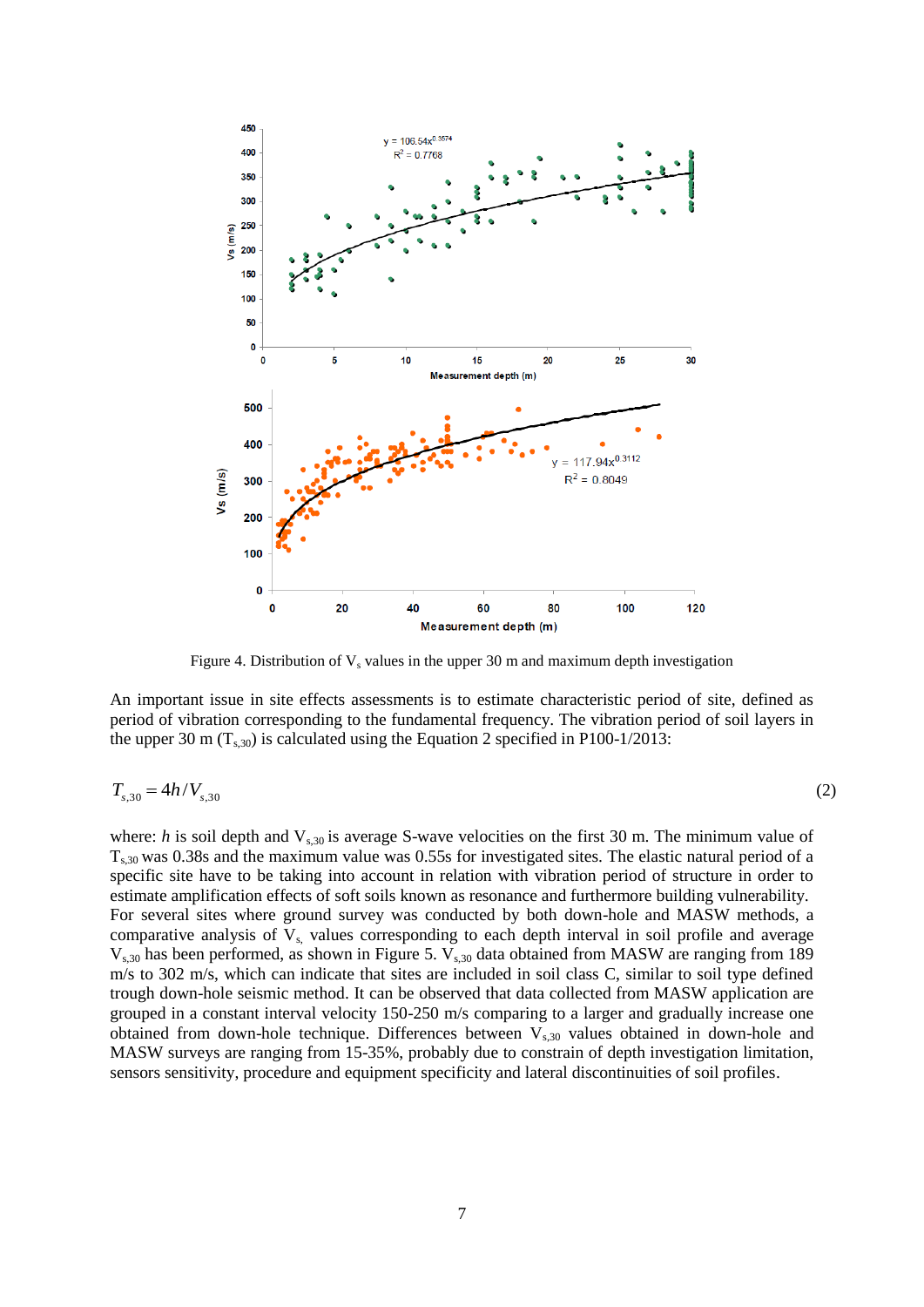Figure 4. Distribution of $V_s$ values in the upper 30 m and maximum depth investigation

An important issue in site effects assessments is to estimate characteristic period of site, defined as period of vibration corresponding to the fundamental frequency. The vibration period of soil layers in the upper 30 m ($T_{s,30}$) is calculated using the Equation 2 specified in P100-1/2013:

$$T_{s,30} = 4h / V_{s,30} \tag{2}$$

where: $h$ is soil depth and $V_{s,30}$ is average S-wave velocities on the first 30 m. The minimum value of $T_{s,30}$ was 0.38s and the maximum value was 0.55s for investigated sites. The elastic natural period of a specific site have to be taking into account in relation with vibration period of structure in order to estimate amplification effects of soft soils known as resonance and furthermore building vulnerability. For several sites where ground survey was conducted by both down-hole and MASW methods, a comparative analysis of $V_s$, values corresponding to each depth interval in soil profile and average $V_{s,30}$ has been performed, as shown in Figure 5. $V_{s,30}$ data obtained from MASW are ranging from 189 m/s to 302 m/s, which can indicate that sites are included in soil class C, similar to soil type defined trough down-hole seismic method. It can be observed that data collected from MASW application are grouped in a constant interval velocity 150-250 m/s comparing to a larger and gradually increase one obtained from down-hole technique. Differences between $V_{s,30}$ values obtained in down-hole and MASW surveys are ranging from 15-35%, probably due to constrain of depth investigation limitation, sensors sensitivity, procedure and equipment specificity and lateral discontinuities of soil profiles.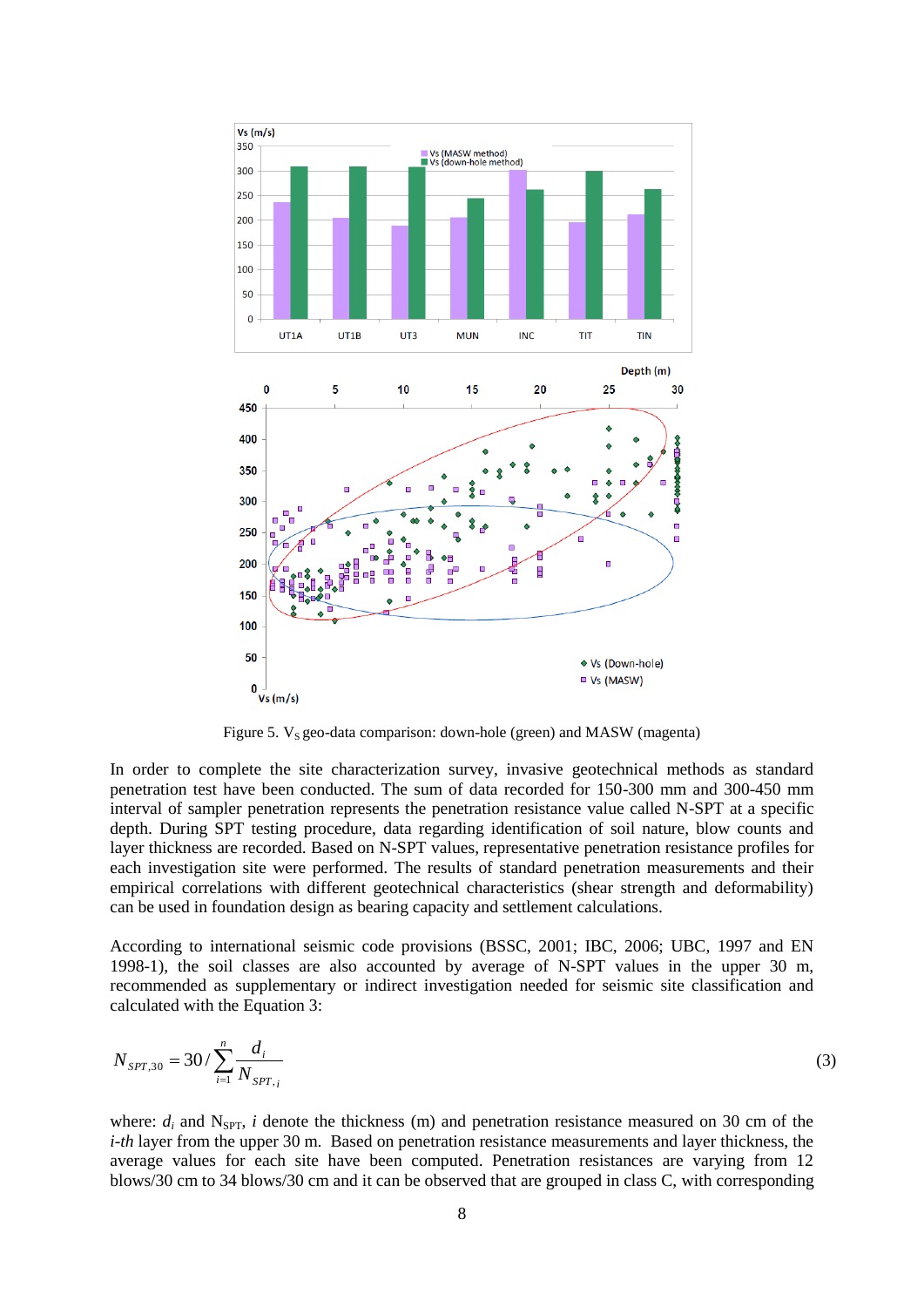Figure 5. $V_S$ geo-data comparison: down-hole (green) and MASW (magenta)

In order to complete the site characterization survey, invasive geotechnical methods as standard penetration test have been conducted. The sum of data recorded for 150-300 mm and 300-450 mm interval of sampler penetration represents the penetration resistance value called N-SPT at a specific depth. During SPT testing procedure, data regarding identification of soil nature, blow counts and layer thickness are recorded. Based on N-SPT values, representative penetration resistance profiles for each investigation site were performed. The results of standard penetration measurements and their empirical correlations with different geotechnical characteristics (shear strength and deformability) can be used in foundation design as bearing capacity and settlement calculations.

According to international seismic code provisions (BSSC, 2001; IBC, 2006; UBC, 1997 and EN 1998-1), the soil classes are also accounted by average of N-SPT values in the upper 30 m, recommended as supplementary or indirect investigation needed for seismic site classification and calculated with the Equation 3:

$$N_{SPT,30} = 30 / \sum_{i=1}^{n} \frac{d_i}{N_{SPT,i}} \tag{3}$$

where: $d_i$ and $N_{SPT}$, $i$ denote the thickness (m) and penetration resistance measured on 30 cm of the *i-th* layer from the upper 30 m. Based on penetration resistance measurements and layer thickness, the average values for each site have been computed. Penetration resistances are varying from 12 blows/30 cm to 34 blows/30 cm and it can be observed that are grouped in class C, with corresponding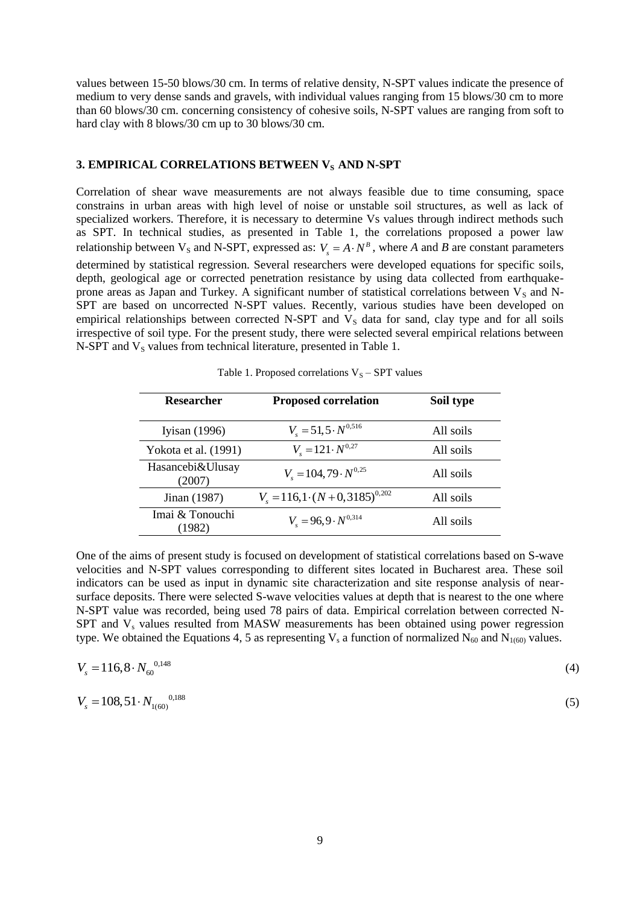values between 15-50 blows/30 cm. In terms of relative density, N-SPT values indicate the presence of medium to very dense sands and gravels, with individual values ranging from 15 blows/30 cm to more than 60 blows/30 cm. concerning consistency of cohesive soils, N-SPT values are ranging from soft to hard clay with 8 blows/30 cm up to 30 blows/30 cm.

## 3. EMPIRICAL CORRELATIONS BETWEEN $V_S$ AND N-SPT

Correlation of shear wave measurements are not always feasible due to time consuming, space constrains in urban areas with high level of noise or unstable soil structures, as well as lack of specialized workers. Therefore, it is necessary to determine Vs values through indirect methods such as SPT. In technical studies, as presented in Table 1, the correlations proposed a power law relationship between $V_S$ and N-SPT, expressed as: $V_s = A \cdot N^B$, where *A* and *B* are constant parameters determined by statistical regression. Several researchers were developed equations for specific soils, depth, geological age or corrected penetration resistance by using data collected from earthquake-prone areas as Japan and Turkey. A significant number of statistical correlations between $V_S$ and N-SPT are based on uncorrected N-SPT values. Recently, various studies have been developed on empirical relationships between corrected N-SPT and $V_S$ data for sand, clay type and for all soils irrespective of soil type. For the present study, there were selected several empirical relations between N-SPT and $V_S$ values from technical literature, presented in Table 1.

Table 1. Proposed correlations $V_S$ – SPT values

| Researcher | Proposed correlation | Soil type |
|---|---|---|
| Iyisan (1996) | $V_s = 51{,}5 \cdot N^{0{,}516}$ | All soils |
| Yokota et al. (1991) | $V_s = 121 \cdot N^{0{,}27}$ | All soils |
| Hasancebi&Ulusay (2007) | $V_s = 104{,}79 \cdot N^{0{,}25}$ | All soils |
| Jinan (1987) | $V_s = 116{,}1 \cdot (N + 0{,}3185)^{0{,}202}$ | All soils |
| Imai & Tonouchi (1982) | $V_s = 96{,}9 \cdot N^{0{,}314}$ | All soils |

One of the aims of present study is focused on development of statistical correlations based on S-wave velocities and N-SPT values corresponding to different sites located in Bucharest area. These soil indicators can be used as input in dynamic site characterization and site response analysis of near-surface deposits. There were selected S-wave velocities values at depth that is nearest to the one where N-SPT value was recorded, being used 78 pairs of data. Empirical correlation between corrected N-SPT and $V_s$ values resulted from MASW measurements has been obtained using power regression type. We obtained the Equations 4, 5 as representing $V_s$ a function of normalized $N_{60}$ and $N_{1(60)}$ values.

$$V_s = 116{,}8 \cdot {N_{60}}^{0{,}148} \tag{4}$$

$$V_s = 108{,}51 \cdot {N_{1(60)}}^{0{,}188} \tag{5}$$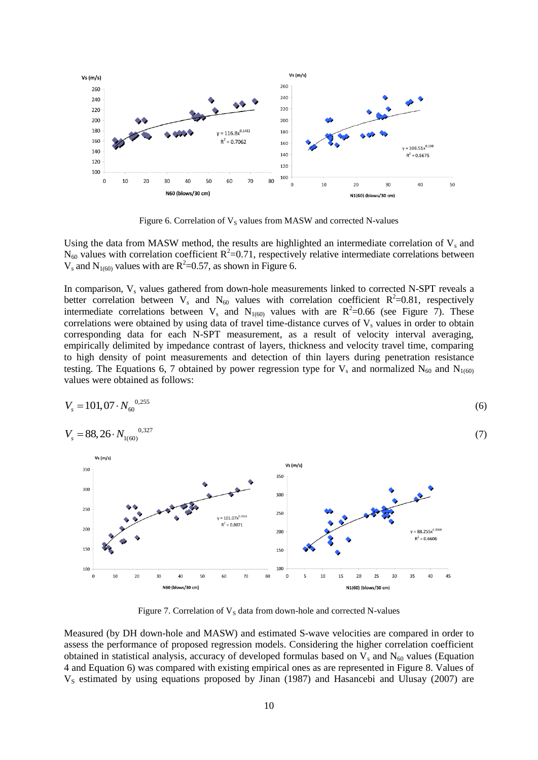Figure 6. Correlation of $V_S$ values from MASW and corrected N-values

Using the data from MASW method, the results are highlighted an intermediate correlation of $V_s$ and $N_{60}$ values with correlation coefficient $R^2$=0.71, respectively relative intermediate correlations between $V_s$ and $N_{1(60)}$ values with are $R^2$=0.57, as shown in Figure 6.

In comparison, $V_s$ values gathered from down-hole measurements linked to corrected N-SPT reveals a better correlation between $V_s$ and $N_{60}$ values with correlation coefficient $R^2$=0.81, respectively intermediate correlations between $V_s$ and $N_{1(60)}$ values with are $R^2$=0.66 (see Figure 7). These correlations were obtained by using data of travel time-distance curves of $V_s$ values in order to obtain corresponding data for each N-SPT measurement, as a result of velocity interval averaging, empirically delimited by impedance contrast of layers, thickness and velocity travel time, comparing to high density of point measurements and detection of thin layers during penetration resistance testing. The Equations 6, 7 obtained by power regression type for $V_s$ and normalized $N_{60}$ and $N_{1(60)}$ values were obtained as follows:

$$V_s = 101,07 \cdot N_{60}{}^{0,255} \tag{6}$$

$$V_s = 88,26 \cdot N_{1(60)}{}^{0,327} \tag{7}$$

Figure 7. Correlation of $V_S$ data from down-hole and corrected N-values

Measured (by DH down-hole and MASW) and estimated S-wave velocities are compared in order to assess the performance of proposed regression models. Considering the higher correlation coefficient obtained in statistical analysis, accuracy of developed formulas based on $V_s$ and $N_{60}$ values (Equation 4 and Equation 6) was compared with existing empirical ones as are represented in Figure 8. Values of $V_S$ estimated by using equations proposed by Jinan (1987) and Hasancebi and Ulusay (2007) are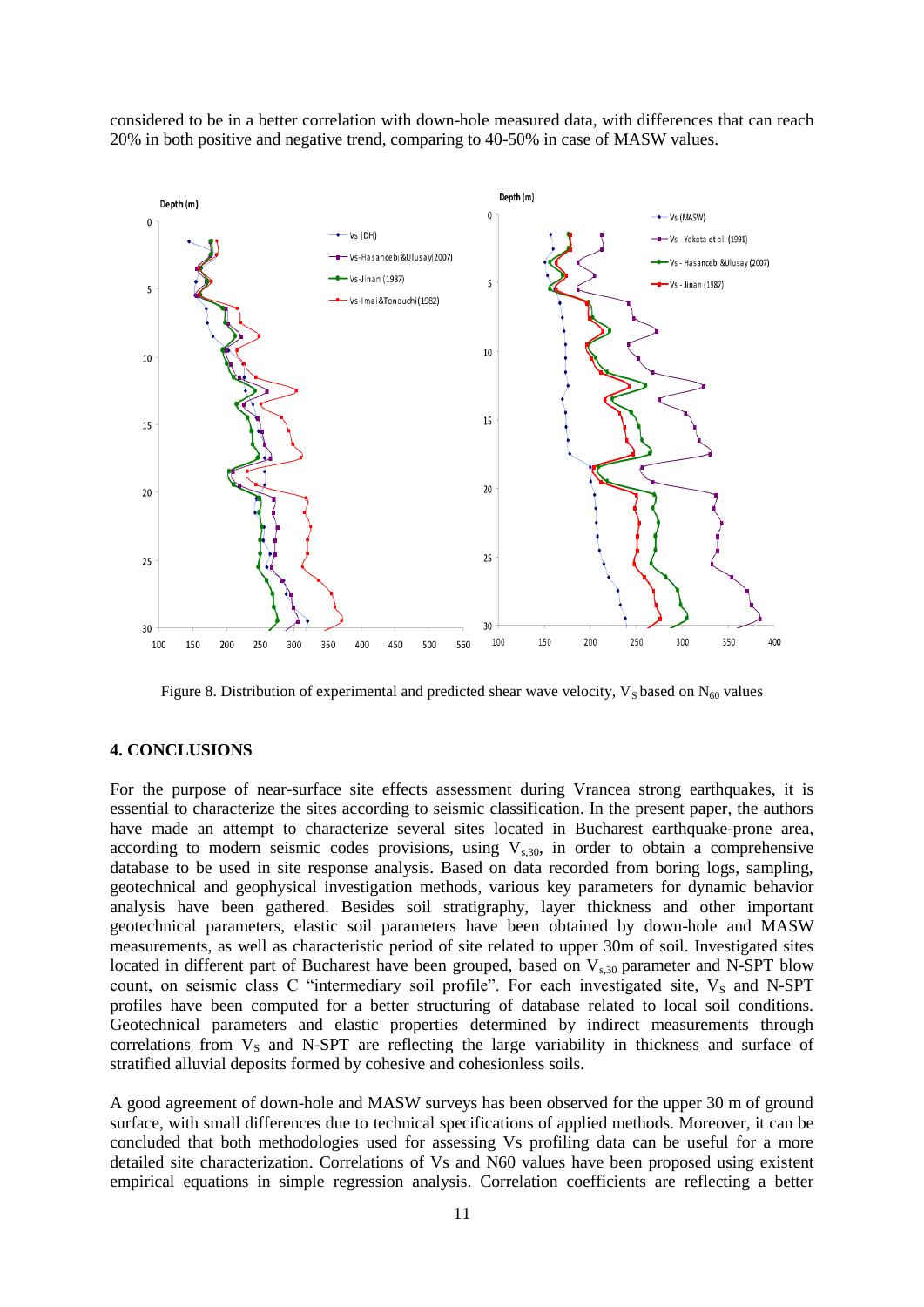considered to be in a better correlation with down-hole measured data, with differences that can reach 20% in both positive and negative trend, comparing to 40-50% in case of MASW values.

Figure 8. Distribution of experimental and predicted shear wave velocity, $V_S$ based on $N_{60}$ values

## 4. CONCLUSIONS

For the purpose of near-surface site effects assessment during Vrancea strong earthquakes, it is essential to characterize the sites according to seismic classification. In the present paper, the authors have made an attempt to characterize several sites located in Bucharest earthquake-prone area, according to modern seismic codes provisions, using $V_{s,30}$, in order to obtain a comprehensive database to be used in site response analysis. Based on data recorded from boring logs, sampling, geotechnical and geophysical investigation methods, various key parameters for dynamic behavior analysis have been gathered. Besides soil stratigraphy, layer thickness and other important geotechnical parameters, elastic soil parameters have been obtained by down-hole and MASW measurements, as well as characteristic period of site related to upper 30m of soil. Investigated sites located in different part of Bucharest have been grouped, based on $V_{s,30}$ parameter and N-SPT blow count, on seismic class C "intermediary soil profile". For each investigated site, $V_S$ and N-SPT profiles have been computed for a better structuring of database related to local soil conditions. Geotechnical parameters and elastic properties determined by indirect measurements through correlations from $V_S$ and N-SPT are reflecting the large variability in thickness and surface of stratified alluvial deposits formed by cohesive and cohesionless soils.

A good agreement of down-hole and MASW surveys has been observed for the upper 30 m of ground surface, with small differences due to technical specifications of applied methods. Moreover, it can be concluded that both methodologies used for assessing Vs profiling data can be useful for a more detailed site characterization. Correlations of Vs and N60 values have been proposed using existent empirical equations in simple regression analysis. Correlation coefficients are reflecting a better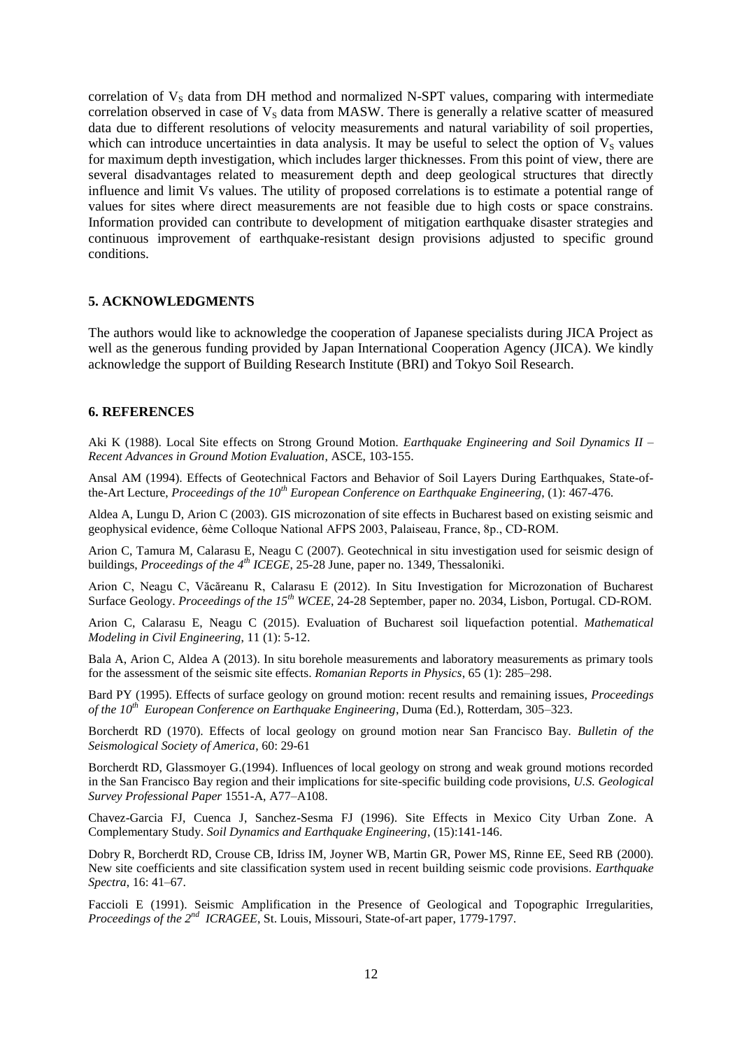correlation of $V_S$ data from DH method and normalized N-SPT values, comparing with intermediate correlation observed in case of $V_S$ data from MASW. There is generally a relative scatter of measured data due to different resolutions of velocity measurements and natural variability of soil properties, which can introduce uncertainties in data analysis. It may be useful to select the option of $V_S$ values for maximum depth investigation, which includes larger thicknesses. From this point of view, there are several disadvantages related to measurement depth and deep geological structures that directly influence and limit Vs values. The utility of proposed correlations is to estimate a potential range of values for sites where direct measurements are not feasible due to high costs or space constrains. Information provided can contribute to development of mitigation earthquake disaster strategies and continuous improvement of earthquake-resistant design provisions adjusted to specific ground conditions.

## 5. ACKNOWLEDGMENTS

The authors would like to acknowledge the cooperation of Japanese specialists during JICA Project as well as the generous funding provided by Japan International Cooperation Agency (JICA). We kindly acknowledge the support of Building Research Institute (BRI) and Tokyo Soil Research.

## 6. REFERENCES

Aki K (1988). Local Site effects on Strong Ground Motion. *Earthquake Engineering and Soil Dynamics II – Recent Advances in Ground Motion Evaluation*, ASCE, 103-155.

Ansal AM (1994). Effects of Geotechnical Factors and Behavior of Soil Layers During Earthquakes, State-of-the-Art Lecture, *Proceedings of the 10th European Conference on Earthquake Engineering*, (1): 467-476.

Aldea A, Lungu D, Arion C (2003). GIS microzonation of site effects in Bucharest based on existing seismic and geophysical evidence, 6ème Colloque National AFPS 2003, Palaiseau, France, 8p., CD-ROM.

Arion C, Tamura M, Calarasu E, Neagu C (2007). Geotechnical in situ investigation used for seismic design of buildings, *Proceedings of the 4th ICEGE*, 25-28 June, paper no. 1349, Thessaloniki.

Arion C, Neagu C, Văcăreanu R, Calarasu E (2012). In Situ Investigation for Microzonation of Bucharest Surface Geology. *Proceedings of the 15th WCEE*, 24-28 September, paper no. 2034, Lisbon, Portugal. CD-ROM.

Arion C, Calarasu E, Neagu C (2015). Evaluation of Bucharest soil liquefaction potential. *Mathematical Modeling in Civil Engineering*, 11 (1): 5-12.

Bala A, Arion C, Aldea A (2013). In situ borehole measurements and laboratory measurements as primary tools for the assessment of the seismic site effects. *Romanian Reports in Physics*, 65 (1): 285–298.

Bard PY (1995). Effects of surface geology on ground motion: recent results and remaining issues, *Proceedings of the 10th European Conference on Earthquake Engineering*, Duma (Ed.), Rotterdam, 305–323.

Borcherdt RD (1970). Effects of local geology on ground motion near San Francisco Bay. *Bulletin of the Seismological Society of America*, 60: 29-61

Borcherdt RD, Glassmoyer G.(1994). Influences of local geology on strong and weak ground motions recorded in the San Francisco Bay region and their implications for site-specific building code provisions, *U.S. Geological Survey Professional Paper* 1551-A, A77–A108.

Chavez-Garcia FJ, Cuenca J, Sanchez-Sesma FJ (1996). Site Effects in Mexico City Urban Zone. A Complementary Study. *Soil Dynamics and Earthquake Engineering*, (15):141-146.

Dobry R, Borcherdt RD, Crouse CB, Idriss IM, Joyner WB, Martin GR, Power MS, Rinne EE, Seed RB (2000). New site coefficients and site classification system used in recent building seismic code provisions. *Earthquake Spectra*, 16: 41–67.

Faccioli E (1991). Seismic Amplification in the Presence of Geological and Topographic Irregularities, *Proceedings of the 2nd ICRAGEE*, St. Louis, Missouri, State-of-art paper, 1779-1797.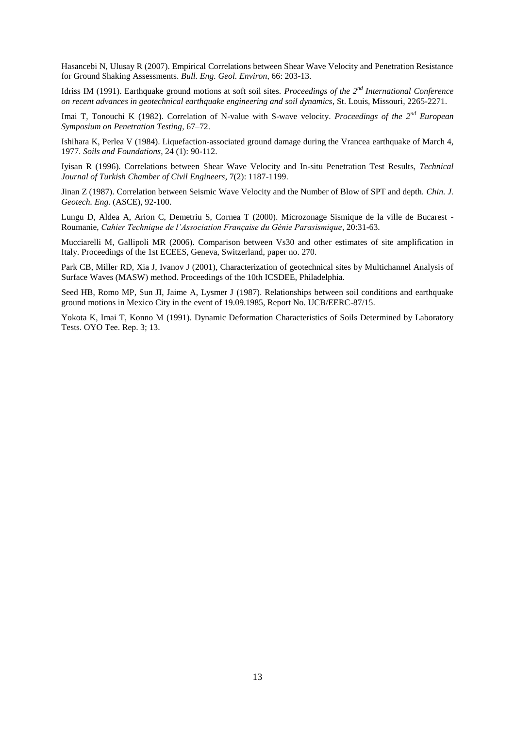Hasancebi N, Ulusay R (2007). Empirical Correlations between Shear Wave Velocity and Penetration Resistance for Ground Shaking Assessments. *Bull. Eng. Geol. Environ*, 66: 203-13.

Idriss IM (1991). Earthquake ground motions at soft soil sites. *Proceedings of the 2nd International Conference on recent advances in geotechnical earthquake engineering and soil dynamics*, St. Louis, Missouri, 2265-2271.

Imai T, Tonouchi K (1982). Correlation of N-value with S-wave velocity. *Proceedings of the 2nd European Symposium on Penetration Testing*, 67–72.

Ishihara K, Perlea V (1984). Liquefaction-associated ground damage during the Vrancea earthquake of March 4, 1977. *Soils and Foundations*, 24 (1): 90-112.

Iyisan R (1996). Correlations between Shear Wave Velocity and In-situ Penetration Test Results, *Technical Journal of Turkish Chamber of Civil Engineers*, 7(2): 1187-1199.

Jinan Z (1987). Correlation between Seismic Wave Velocity and the Number of Blow of SPT and depth. *Chin. J. Geotech. Eng.* (ASCE), 92-100.

Lungu D, Aldea A, Arion C, Demetriu S, Cornea T (2000). Microzonage Sismique de la ville de Bucarest - Roumanie, *Cahier Technique de l'Association Française du Génie Parasismique*, 20:31-63.

Mucciarelli M, Gallipoli MR (2006). Comparison between Vs30 and other estimates of site amplification in Italy. Proceedings of the 1st ECEES, Geneva, Switzerland, paper no. 270.

Park CB, Miller RD, Xia J, Ivanov J (2001), Characterization of geotechnical sites by Multichannel Analysis of Surface Waves (MASW) method. Proceedings of the 10th ICSDEE, Philadelphia.

Seed HB, Romo MP, Sun JI, Jaime A, Lysmer J (1987). Relationships between soil conditions and earthquake ground motions in Mexico City in the event of 19.09.1985, Report No. UCB/EERC-87/15.

Yokota K, Imai T, Konno M (1991). Dynamic Deformation Characteristics of Soils Determined by Laboratory Tests. OYO Tee. Rep. 3; 13.